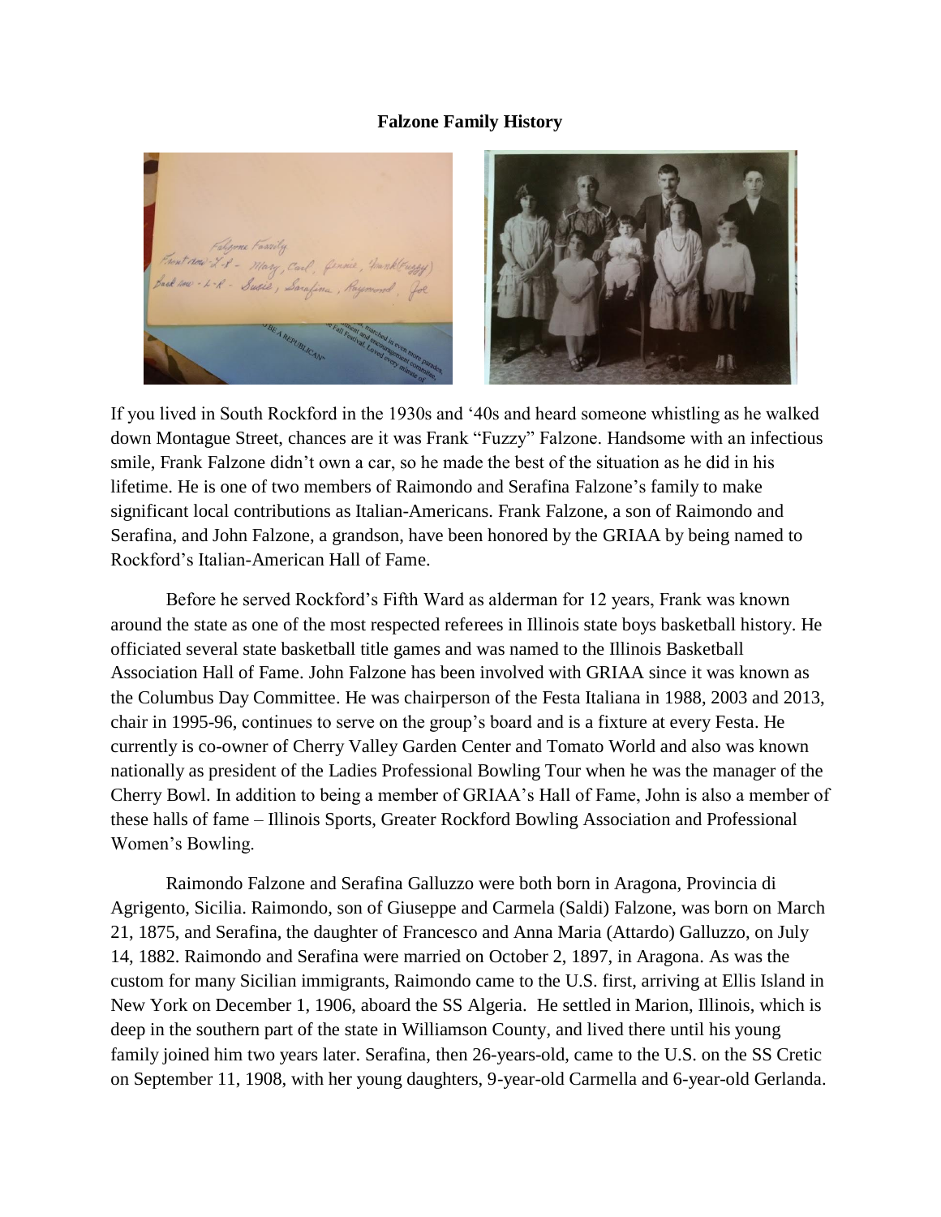**Falzone Family History**

If you lived in South Rockford in the 1930s and '40s and heard someone whistling as he walked down Montague Street, chances are it was Frank "Fuzzy" Falzone. Handsome with an infectious smile, Frank Falzone didn't own a car, so he made the best of the situation as he did in his lifetime. He is one of two members of Raimondo and Serafina Falzone's family to make significant local contributions as Italian-Americans. Frank Falzone, a son of Raimondo and Serafina, and John Falzone, a grandson, have been honored by the GRIAA by being named to Rockford's Italian-American Hall of Fame.

Before he served Rockford's Fifth Ward as alderman for 12 years, Frank was known around the state as one of the most respected referees in Illinois state boys basketball history. He officiated several state basketball title games and was named to the Illinois Basketball Association Hall of Fame. John Falzone has been involved with GRIAA since it was known as the Columbus Day Committee. He was chairperson of the Festa Italiana in 1988, 2003 and 2013, chair in 1995-96, continues to serve on the group's board and is a fixture at every Festa. He currently is co-owner of Cherry Valley Garden Center and Tomato World and also was known nationally as president of the Ladies Professional Bowling Tour when he was the manager of the Cherry Bowl. In addition to being a member of GRIAA's Hall of Fame, John is also a member of these halls of fame – Illinois Sports, Greater Rockford Bowling Association and Professional Women's Bowling.

Raimondo Falzone and Serafina Galluzzo were both born in Aragona, Provincia di Agrigento, Sicilia. Raimondo, son of Giuseppe and Carmela (Saldi) Falzone, was born on March 21, 1875, and Serafina, the daughter of Francesco and Anna Maria (Attardo) Galluzzo, on July 14, 1882. Raimondo and Serafina were married on October 2, 1897, in Aragona. As was the custom for many Sicilian immigrants, Raimondo came to the U.S. first, arriving at Ellis Island in New York on December 1, 1906, aboard the SS Algeria. He settled in Marion, Illinois, which is deep in the southern part of the state in Williamson County, and lived there until his young family joined him two years later. Serafina, then 26-years-old, came to the U.S. on the SS Cretic on September 11, 1908, with her young daughters, 9-year-old Carmella and 6-year-old Gerlanda.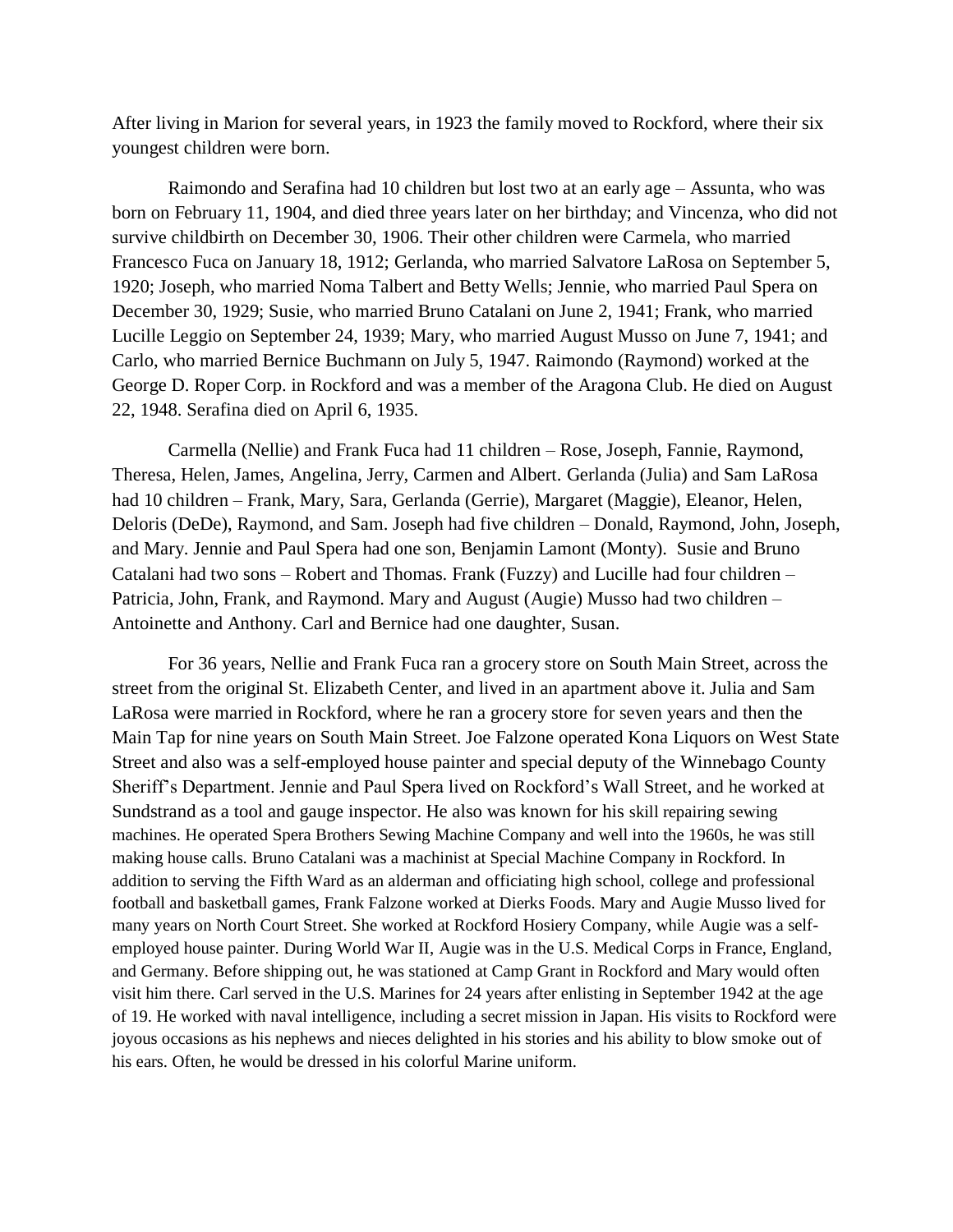After living in Marion for several years, in 1923 the family moved to Rockford, where their six youngest children were born.

Raimondo and Serafina had 10 children but lost two at an early age – Assunta, who was born on February 11, 1904, and died three years later on her birthday; and Vincenza, who did not survive childbirth on December 30, 1906. Their other children were Carmela, who married Francesco Fuca on January 18, 1912; Gerlanda, who married Salvatore LaRosa on September 5, 1920; Joseph, who married Noma Talbert and Betty Wells; Jennie, who married Paul Spera on December 30, 1929; Susie, who married Bruno Catalani on June 2, 1941; Frank, who married Lucille Leggio on September 24, 1939; Mary, who married August Musso on June 7, 1941; and Carlo, who married Bernice Buchmann on July 5, 1947. Raimondo (Raymond) worked at the George D. Roper Corp. in Rockford and was a member of the Aragona Club. He died on August 22, 1948. Serafina died on April 6, 1935.

Carmella (Nellie) and Frank Fuca had 11 children – Rose, Joseph, Fannie, Raymond, Theresa, Helen, James, Angelina, Jerry, Carmen and Albert. Gerlanda (Julia) and Sam LaRosa had 10 children – Frank, Mary, Sara, Gerlanda (Gerrie), Margaret (Maggie), Eleanor, Helen, Deloris (DeDe), Raymond, and Sam. Joseph had five children – Donald, Raymond, John, Joseph, and Mary. Jennie and Paul Spera had one son, Benjamin Lamont (Monty). Susie and Bruno Catalani had two sons – Robert and Thomas. Frank (Fuzzy) and Lucille had four children – Patricia, John, Frank, and Raymond. Mary and August (Augie) Musso had two children – Antoinette and Anthony. Carl and Bernice had one daughter, Susan.

For 36 years, Nellie and Frank Fuca ran a grocery store on South Main Street, across the street from the original St. Elizabeth Center, and lived in an apartment above it. Julia and Sam LaRosa were married in Rockford, where he ran a grocery store for seven years and then the Main Tap for nine years on South Main Street. Joe Falzone operated Kona Liquors on West State Street and also was a self-employed house painter and special deputy of the Winnebago County Sheriff's Department. Jennie and Paul Spera lived on Rockford's Wall Street, and he worked at Sundstrand as a tool and gauge inspector. He also was known for his skill repairing sewing machines. He operated Spera Brothers Sewing Machine Company and well into the 1960s, he was still making house calls. Bruno Catalani was a machinist at Special Machine Company in Rockford. In addition to serving the Fifth Ward as an alderman and officiating high school, college and professional football and basketball games, Frank Falzone worked at Dierks Foods. Mary and Augie Musso lived for many years on North Court Street. She worked at Rockford Hosiery Company, while Augie was a self-employed house painter. During World War II, Augie was in the U.S. Medical Corps in France, England, and Germany. Before shipping out, he was stationed at Camp Grant in Rockford and Mary would often visit him there. Carl served in the U.S. Marines for 24 years after enlisting in September 1942 at the age of 19. He worked with naval intelligence, including a secret mission in Japan. His visits to Rockford were joyous occasions as his nephews and nieces delighted in his stories and his ability to blow smoke out of his ears. Often, he would be dressed in his colorful Marine uniform.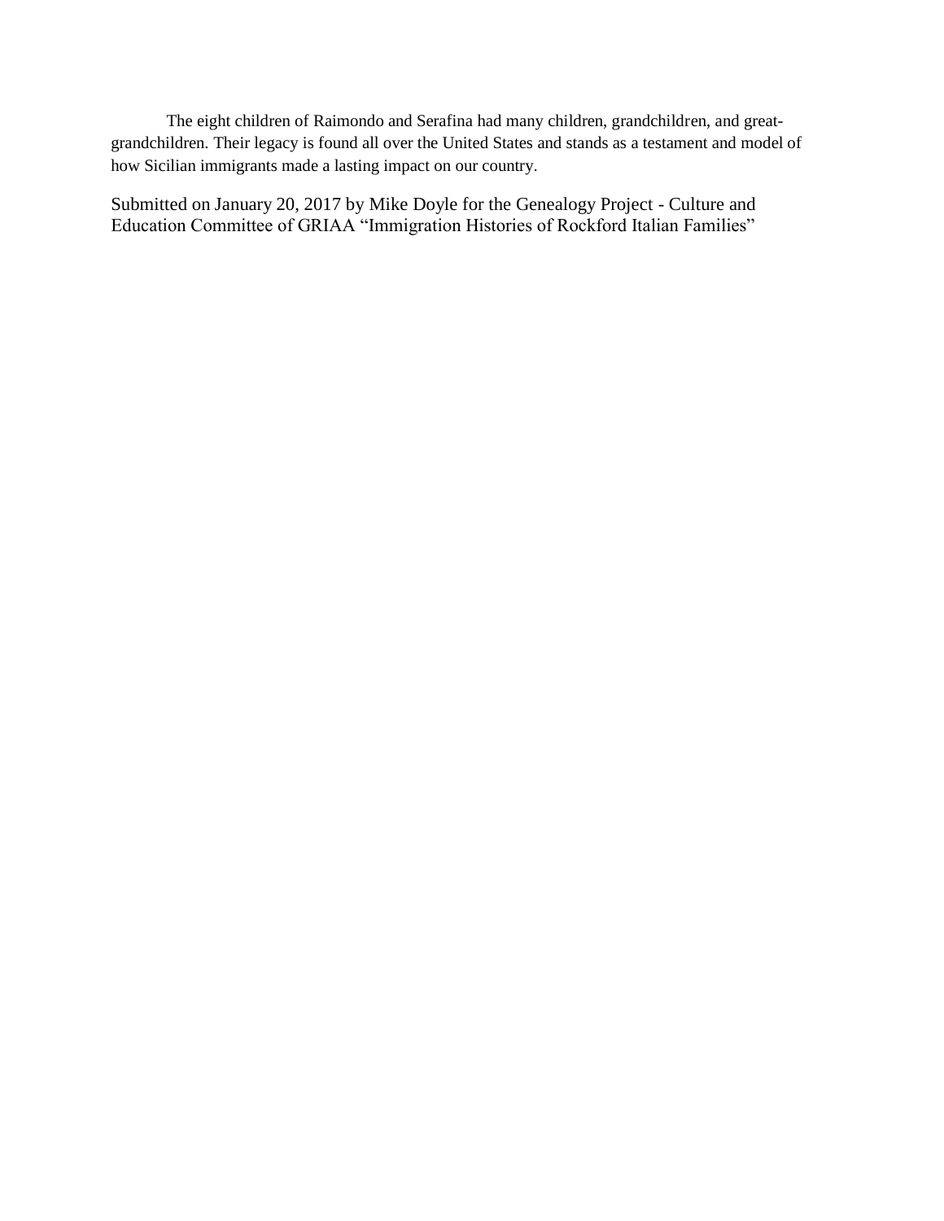The eight children of Raimondo and Serafina had many children, grandchildren, and great-grandchildren. Their legacy is found all over the United States and stands as a testament and model of how Sicilian immigrants made a lasting impact on our country.

Submitted on January 20, 2017 by Mike Doyle for the Genealogy Project - Culture and Education Committee of GRIAA "Immigration Histories of Rockford Italian Families"